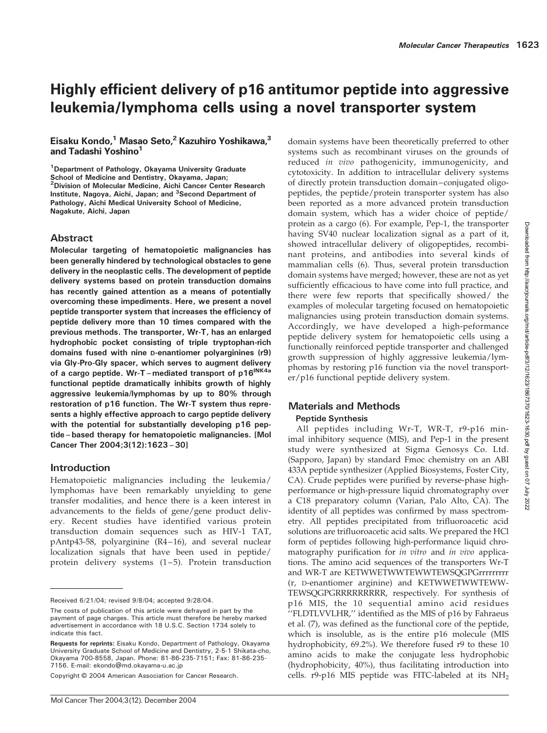# Highly efficient delivery of p16 antitumor peptide into aggressive leukemia/lymphoma cells using a novel transporter system

**Eisaku Kondo,[1] Masao Seto,[2] Kazuhiro Yoshikawa,[3] and Tadashi Yoshino[1]**

[1]Department of Pathology, Okayama University Graduate School of Medicine and Dentistry, Okayama, Japan; [2]Division of Molecular Medicine, Aichi Cancer Center Research Institute, Nagoya, Aichi, Japan; and [3]Second Department of Pathology, Aichi Medical University School of Medicine, Nagakute, Aichi, Japan

## Abstract

**Molecular targeting of hematopoietic malignancies has been generally hindered by technological obstacles to gene delivery in the neoplastic cells. The development of peptide delivery systems based on protein transduction domains has recently gained attention as a means of potentially overcoming these impediments. Here, we present a novel peptide transporter system that increases the efficiency of peptide delivery more than 10 times compared with the previous methods. The transporter, Wr-T, has an enlarged hydrophobic pocket consisting of triple tryptophan-rich domains fused with nine D-enantiomer polyarginines (r9) via Gly-Pro-Gly spacer, which serves to augment delivery of a cargo peptide. Wr-T–mediated transport of p16$^{INK4a}$ functional peptide dramatically inhibits growth of highly aggressive leukemia/lymphomas by up to 80% through restoration of p16 function. The Wr-T system thus represents a highly effective approach to cargo peptide delivery with the potential for substantially developing p16 peptide–based therapy for hematopoietic malignancies. [Mol Cancer Ther 2004;3(12):1623–30]**

## Introduction

Hematopoietic malignancies including the leukemia/lymphomas have been remarkably unyielding to gene transfer modalities, and hence there is a keen interest in advancements to the fields of gene/gene product delivery. Recent studies have identified various protein transduction domain sequences such as HIV-1 TAT, pAntp43-58, polyarginine (R4–16), and several nuclear localization signals that have been used in peptide/protein delivery systems (1–5). Protein transduction domain systems have been theoretically preferred to other systems such as recombinant viruses on the grounds of reduced *in vivo* pathogenicity, immunogenicity, and cytotoxicity. In addition to intracellular delivery systems of directly protein transduction domain–conjugated oligopeptides, the peptide/protein transporter system has also been reported as a more advanced protein transduction domain system, which has a wider choice of peptide/protein as a cargo (6). For example, Pep-1, the transporter having SV40 nuclear localization signal as a part of it, showed intracellular delivery of oligopeptides, recombinant proteins, and antibodies into several kinds of mammalian cells (6). Thus, several protein transduction domain systems have merged; however, these are not as yet sufficiently efficacious to have come into full practice, and there were few reports that specifically showed/ the examples of molecular targeting focused on hematopoietic malignancies using protein transduction domain systems. Accordingly, we have developed a high-peformance peptide delivery system for hematopoietic cells using a functionally reinforced peptide transporter and challenged growth suppression of highly aggressive leukemia/lymphomas by restoring p16 function via the novel transporter/p16 functional peptide delivery system.

## Materials and Methods

### Peptide Synthesis

All peptides including Wr-T, WR-T, r9-p16 minimal inhibitory sequence (MIS), and Pep-1 in the present study were synthesized at Sigma Genosys Co. Ltd. (Sapporo, Japan) by standard Fmoc chemistry on an ABI 433A peptide synthesizer (Applied Biosystems, Foster City, CA). Crude peptides were purified by reverse-phase high-performance or high-pressure liquid chromatography over a C18 preparatory column (Varian, Palo Alto, CA). The identity of all peptides was confirmed by mass spectrometry. All peptides precipitated from trifluoroacetic acid solutions are trifluoroacetic acid salts. We prepared the HCl form of peptides following high-performance liquid chromatography purification for *in vitro* and *in vivo* applications. The amino acid sequences of the transporters Wr-T and WR-T are KETWWETWWTEWWTEWSQGPGrrrrrrrrr (r, D-enantiomer arginine) and KETWWETWWTEWW-TEWSQGPGRRRRRRRRR, respectively. For synthesis of p16 MIS, the 10 sequential amino acid residues ''FLDTLVVLHR,'' identified as the MIS of p16 by Fahraeus et al. (7), was defined as the functional core of the peptide, which is insoluble, as is the entire p16 molecule (MIS hydrophobicity, 69.2%). We therefore fused r9 to these 10 amino acids to make the conjugate less hydrophobic (hydrophobicity, 40%), thus facilitating introduction into cells. r9-p16 MIS peptide was FITC-labeled at its $NH_2$

Received 6/21/04; revised 9/8/04; accepted 9/28/04.

The costs of publication of this article were defrayed in part by the payment of page charges. This article must therefore be hereby marked advertisement in accordance with 18 U.S.C. Section 1734 solely to indicate this fact.

**Requests for reprints:** Eisaku Kondo, Department of Pathology, Okayama University Graduate School of Medicine and Dentistry, 2-5-1 Shikata-cho, Okayama 700-8558, Japan. Phone: 81-86-235-7151; Fax: 81-86-235-7156. E-mail: ekondo@md.okayama-u.ac.jp

Copyright © 2004 American Association for Cancer Research.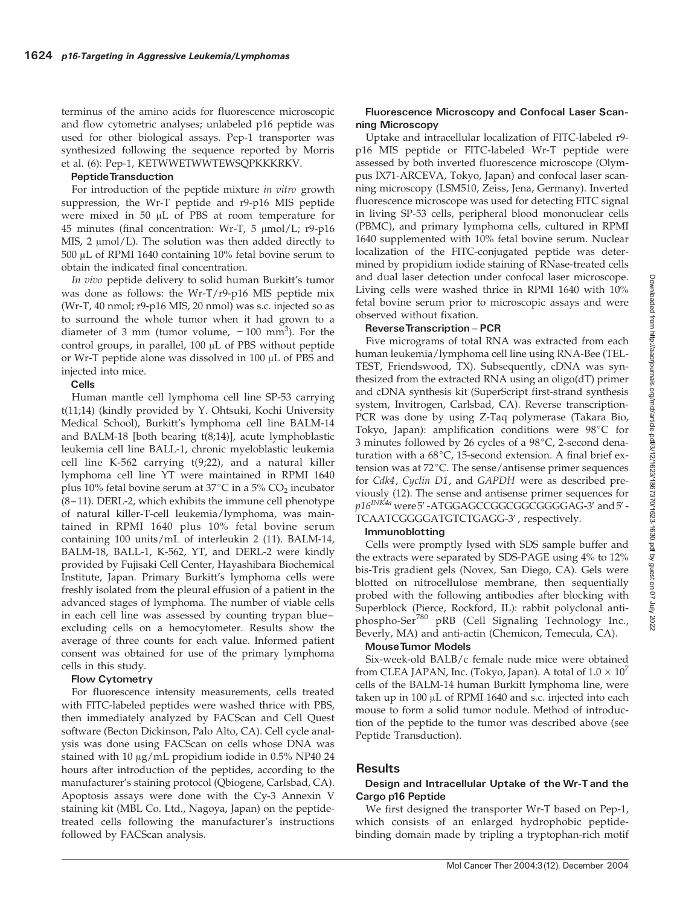terminus of the amino acids for fluorescence microscopic and flow cytometric analyses; unlabeled p16 peptide was used for other biological assays. Pep-1 transporter was synthesized following the sequence reported by Morris et al. (6): Pep-1, KETWWETWWTEWSQPKKKRKV.

#### Peptide Transduction

For introduction of the peptide mixture *in vitro* growth suppression, the Wr-T peptide and r9-p16 MIS peptide were mixed in 50 μL of PBS at room temperature for 45 minutes (final concentration: Wr-T, 5 μmol/L; r9-p16 MIS, 2 μmol/L). The solution was then added directly to 500 μL of RPMI 1640 containing 10% fetal bovine serum to obtain the indicated final concentration.

*In vivo* peptide delivery to solid human Burkitt's tumor was done as follows: the Wr-T/r9-p16 MIS peptide mix (Wr-T, 40 nmol; r9-p16 MIS, 20 nmol) was s.c. injected so as to surround the whole tumor when it had grown to a diameter of 3 mm (tumor volume, ~100 $mm^3$). For the control groups, in parallel, 100 μL of PBS without peptide or Wr-T peptide alone was dissolved in 100 μL of PBS and injected into mice.

#### Cells

Human mantle cell lymphoma cell line SP-53 carrying t(11;14) (kindly provided by Y. Ohtsuki, Kochi University Medical School), Burkitt's lymphoma cell line BALM-14 and BALM-18 [both bearing t(8;14)], acute lymphoblastic leukemia cell line BALL-1, chronic myeloblastic leukemia cell line K-562 carrying t(9;22), and a natural killer lymphoma cell line YT were maintained in RPMI 1640 plus 10% fetal bovine serum at 37°C in a 5% $CO_2$ incubator (8–11). DERL-2, which exhibits the immune cell phenotype of natural killer-T-cell leukemia/lymphoma, was maintained in RPMI 1640 plus 10% fetal bovine serum containing 100 units/mL of interleukin 2 (11). BALM-14, BALM-18, BALL-1, K-562, YT, and DERL-2 were kindly provided by Fujisaki Cell Center, Hayashibara Biochemical Institute, Japan. Primary Burkitt's lymphoma cells were freshly isolated from the pleural effusion of a patient in the advanced stages of lymphoma. The number of viable cells in each cell line was assessed by counting trypan blue–excluding cells on a hemocytometer. Results show the average of three counts for each value. Informed patient consent was obtained for use of the primary lymphoma cells in this study.

#### Flow Cytometry

For fluorescence intensity measurements, cells treated with FITC-labeled peptides were washed thrice with PBS, then immediately analyzed by FACScan and Cell Quest software (Becton Dickinson, Palo Alto, CA). Cell cycle analysis was done using FACScan on cells whose DNA was stained with 10 μg/mL propidium iodide in 0.5% NP40 24 hours after introduction of the peptides, according to the manufacturer's staining protocol (Qbiogene, Carlsbad, CA). Apoptosis assays were done with the Cy-3 Annexin V staining kit (MBL Co. Ltd., Nagoya, Japan) on the peptide-treated cells following the manufacturer's instructions followed by FACScan analysis.

#### Fluorescence Microscopy and Confocal Laser Scanning Microscopy

Uptake and intracellular localization of FITC-labeled r9-p16 MIS peptide or FITC-labeled Wr-T peptide were assessed by both inverted fluorescence microscope (Olympus IX71-ARCEVA, Tokyo, Japan) and confocal laser scanning microscopy (LSM510, Zeiss, Jena, Germany). Inverted fluorescence microscope was used for detecting FITC signal in living SP-53 cells, peripheral blood mononuclear cells (PBMC), and primary lymphoma cells, cultured in RPMI 1640 supplemented with 10% fetal bovine serum. Nuclear localization of the FITC-conjugated peptide was determined by propidium iodide staining of RNase-treated cells and dual laser detection under confocal laser microscope. Living cells were washed thrice in RPMI 1640 with 10% fetal bovine serum prior to microscopic assays and were observed without fixation.

#### Reverse Transcription–PCR

Five micrograms of total RNA was extracted from each human leukemia/lymphoma cell line using RNA-Bee (TEL-TEST, Friendswood, TX). Subsequently, cDNA was synthesized from the extracted RNA using an oligo(dT) primer and cDNA synthesis kit (SuperScript first-strand synthesis system, Invitrogen, Carlsbad, CA). Reverse transcription-PCR was done by using Z-Taq polymerase (Takara Bio, Tokyo, Japan): amplification conditions were 98°C for 3 minutes followed by 26 cycles of a 98°C, 2-second denaturation with a 68°C, 15-second extension. A final brief extension was at 72°C. The sense/antisense primer sequences for *Cdk4*, *Cyclin D1*, and *GAPDH* were as described previously (12). The sense and antisense primer sequences for *p16*[*INK4a*] were 5′-ATGGAGCCGGCGGCGGGGAG-3′ and 5′-TCAATCGGGGATGTCTGAGG-3′, respectively.

#### Immunoblotting

Cells were promptly lysed with SDS sample buffer and the extracts were separated by SDS-PAGE using 4% to 12% bis-Tris gradient gels (Novex, San Diego, CA). Gels were blotted on nitrocellulose membrane, then sequentially probed with the following antibodies after blocking with Superblock (Pierce, Rockford, IL): rabbit polyclonal anti-phospho-$Ser^{780}$ pRB (Cell Signaling Technology Inc., Beverly, MA) and anti-actin (Chemicon, Temecula, CA).

#### Mouse Tumor Models

Six-week-old BALB/c female nude mice were obtained from CLEA JAPAN, Inc. (Tokyo, Japan). A total of $1.0 \times 10^7$ cells of the BALM-14 human Burkitt lymphoma line, were taken up in 100 μL of RPMI 1640 and s.c. injected into each mouse to form a solid tumor nodule. Method of introduction of the peptide to the tumor was described above (see Peptide Transduction).

## Results

### Design and Intracellular Uptake of the Wr-T and the Cargo p16 Peptide

We first designed the transporter Wr-T based on Pep-1, which consists of an enlarged hydrophobic peptide-binding domain made by tripling a tryptophan-rich motif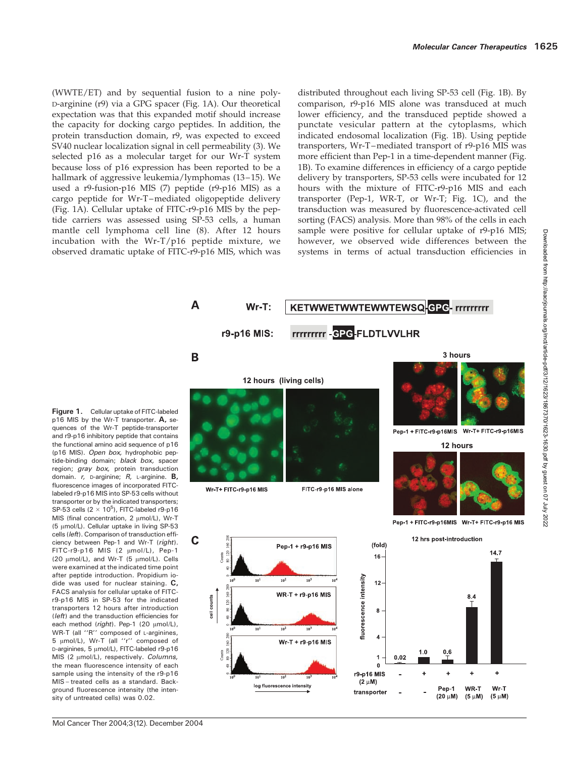(WWTE/ET) and by sequential fusion to a nine poly-D-arginine (r9) via a GPG spacer (Fig. 1A). Our theoretical expectation was that this expanded motif should increase the capacity for docking cargo peptides. In addition, the protein transduction domain, r9, was expected to exceed SV40 nuclear localization signal in cell permeability (3). We selected p16 as a molecular target for our Wr-T system because loss of p16 expression has been reported to be a hallmark of aggressive leukemia/lymphomas (13–15). We used a r9-fusion-p16 MIS (7) peptide (r9-p16 MIS) as a cargo peptide for Wr-T–mediated oligopeptide delivery (Fig. 1A). Cellular uptake of FITC-r9-p16 MIS by the peptide carriers was assessed using SP-53 cells, a human mantle cell lymphoma cell line (8). After 12 hours incubation with the Wr-T/p16 peptide mixture, we observed dramatic uptake of FITC-r9-p16 MIS, which was distributed throughout each living SP-53 cell (Fig. 1B). By comparison, r9-p16 MIS alone was transduced at much lower efficiency, and the transduced peptide showed a punctate vesicular pattern at the cytoplasms, which indicated endosomal localization (Fig. 1B). Using peptide transporters, Wr-T–mediated transport of r9-p16 MIS was more efficient than Pep-1 in a time-dependent manner (Fig. 1B). To examine differences in efficiency of a cargo peptide delivery by transporters, SP-53 cells were incubated for 12 hours with the mixture of FITC-r9-p16 MIS and each transporter (Pep-1, WR-T, or Wr-T; Fig. 1C), and the transduction was measured by fluorescence-activated cell sorting (FACS) analysis. More than 98% of the cells in each sample were positive for cellular uptake of r9-p16 MIS; however, we observed wide differences between the systems in terms of actual transduction efficiencies in

**Figure 1.** Cellular uptake of FITC-labeled p16 MIS by the Wr-T transporter. **A,** sequences of the Wr-T peptide-transporter and r9-p16 inhibitory peptide that contains the functional amino acid sequence of p16 (p16 MIS). *Open box,* hydrophobic peptide-binding domain; *black box,* spacer region; *gray box,* protein transduction domain. *r,* D-arginine; *R,* L-arginine. **B,** fluorescence images of incorporated FITC-labeled r9-p16 MIS into SP-53 cells without transporter or by the indicated transporters; SP-53 cells ($2 \times 10^5$), FITC-labeled r9-p16 MIS (final concentration, 2 μmol/L), Wr-T (5 μmol/L). Cellular uptake in living SP-53 cells (*left*). Comparison of transduction efficiency between Pep-1 and Wr-T (*right*). FITC-r9-p16 MIS (2 μmol/L), Pep-1 (20 μmol/L), and Wr-T (5 μmol/L). Cells were examined at the indicated time point after peptide introduction. Propidium iodide was used for nuclear staining. **C,** FACS analysis for cellular uptake of FITC-r9-p16 MIS in SP-53 for the indicated transporters 12 hours after introduction (*left*) and the transduction efficiencies for each method (*right*). Pep-1 (20 μmol/L), WR-T (all ''R'' composed of L-arginines, 5 μmol/L), Wr-T (all ''r'' composed of D-arginines, 5 μmol/L), FITC-labeled r9-p16 MIS (2 μmol/L), respectively. *Columns,* the mean fluorescence intensity of each sample using the intensity of the r9-p16 MIS–treated cells as a standard. Background fluorescence intensity (the intensity of untreated cells) was 0.02.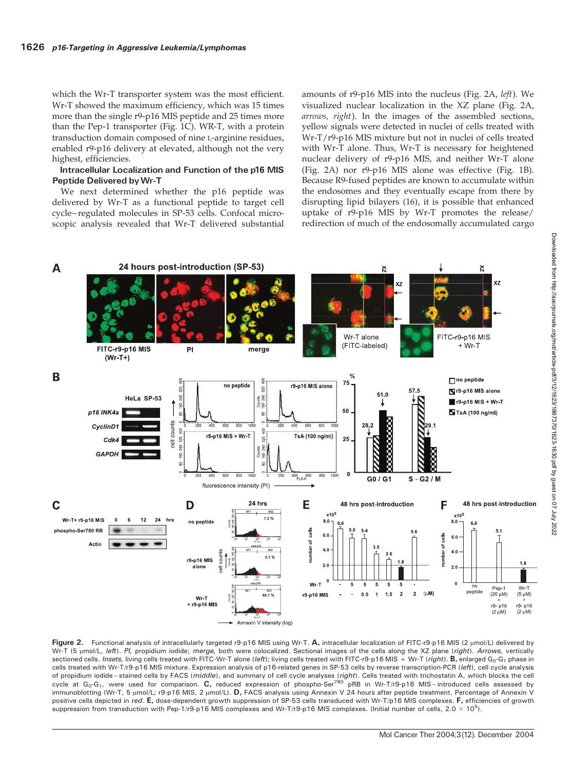which the Wr-T transporter system was the most efficient. Wr-T showed the maximum efficiency, which was 15 times more than the single r9-p16 MIS peptide and 25 times more than the Pep-1 transporter (Fig. 1C). WR-T, with a protein transduction domain composed of nine L-arginine residues, enabled r9-p16 delivery at elevated, although not the very highest, efficiencies.

### Intracellular Localization and Function of the p16 MIS Peptide Delivered by Wr-T

We next determined whether the p16 peptide was delivered by Wr-T as a functional peptide to target cell cycle–regulated molecules in SP-53 cells. Confocal microscopic analysis revealed that Wr-T delivered substantial amounts of r9-p16 MIS into the nucleus (Fig. 2A, *left*). We visualized nuclear localization in the XZ plane (Fig. 2A, *arrows, right*). In the images of the assembled sections, yellow signals were detected in nuclei of cells treated with Wr-T/r9-p16 MIS mixture but not in nuclei of cells treated with Wr-T alone. Thus, Wr-T is necessary for heightened nuclear delivery of r9-p16 MIS, and neither Wr-T alone (Fig. 2A) nor r9-p16 MIS alone was effective (Fig. 1B). Because R9-fused peptides are known to accumulate within the endosomes and they eventually escape from there by disrupting lipid bilayers (16), it is possible that enhanced uptake of r9-p16 MIS by Wr-T promotes the release/redirection of much of the endosomally accumulated cargo

**Figure 2.** Functional analysis of intracellularly targeted r9-p16 MIS using Wr-T. **A,** intracellular localization of FITC-r9-p16 MIS (2 μmol/L) delivered by Wr-T (5 μmol/L, *left*). *PI,* propidium iodide; *merge,* both were colocalized. Sectional images of the cells along the XZ plane (*right*). *Arrows,* vertically sectioned cells. *Insets,* living cells treated with FITC-Wr-T alone (*left*); living cells treated with FITC-r9-p16 MIS + Wr-T (*right*). **B,** enlarged $G_0$-$G_1$ phase in cells treated with Wr-T/r9-p16 MIS mixture. Expression analysis of p16-related genes in SP-53 cells by reverse transcription-PCR (*left*), cell cycle analysis of propidium iodide–stained cells by FACS (*middle*), and summary of cell cycle analyses (*right*). Cells treated with trichostatin A, which blocks the cell cycle at $G_0$-$G_1$, were used for comparison. **C,** reduced expression of phospho-Ser$^{780}$ pRB in Wr-T/r9-p16 MIS–introduced cells assessed by immunoblotting (Wr-T, 5 μmol/L; r9-p16 MIS, 2 μmol/L). **D,** FACS analysis using Annexin V 24 hours after peptide treatment. Percentage of Annexin V positive cells depicted in *red*. **E,** dose-dependent growth suppression of SP-53 cells transduced with Wr-T/p16 MIS complexes. **F,** efficiencies of growth suppression from transduction with Pep-1/r9-p16 MIS complexes and Wr-T/r9-p16 MIS complexes. (Initial number of cells, $2.0 \times 10^5$).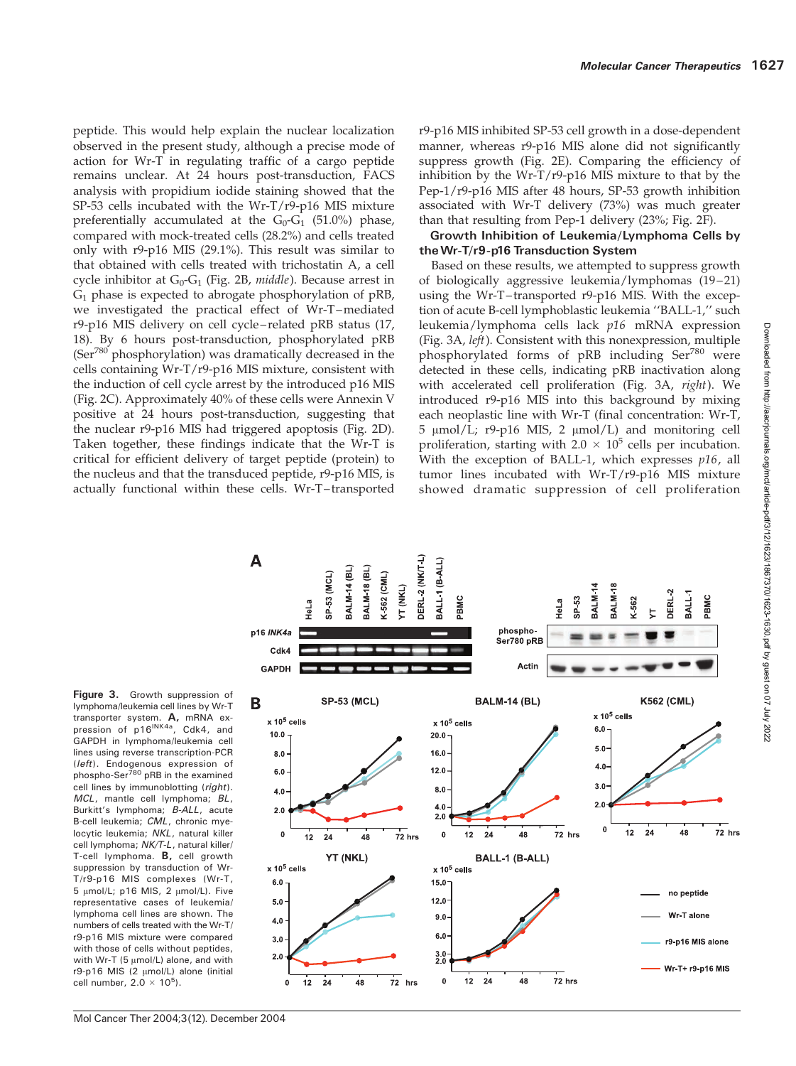peptide. This would help explain the nuclear localization observed in the present study, although a precise mode of action for Wr-T in regulating traffic of a cargo peptide remains unclear. At 24 hours post-transduction, FACS analysis with propidium iodide staining showed that the SP-53 cells incubated with the Wr-T/r9-p16 MIS mixture preferentially accumulated at the $G_0$-$G_1$ (51.0%) phase, compared with mock-treated cells (28.2%) and cells treated only with r9-p16 MIS (29.1%). This result was similar to that obtained with cells treated with trichostatin A, a cell cycle inhibitor at $G_0$-$G_1$ (Fig. 2B, *middle*). Because arrest in $G_1$ phase is expected to abrogate phosphorylation of pRB, we investigated the practical effect of Wr-T–mediated r9-p16 MIS delivery on cell cycle–related pRB status (17, 18). By 6 hours post-transduction, phosphorylated pRB ($Ser^{780}$ phosphorylation) was dramatically decreased in the cells containing Wr-T/r9-p16 MIS mixture, consistent with the induction of cell cycle arrest by the introduced p16 MIS (Fig. 2C). Approximately 40% of these cells were Annexin V positive at 24 hours post-transduction, suggesting that the nuclear r9-p16 MIS had triggered apoptosis (Fig. 2D). Taken together, these findings indicate that the Wr-T is critical for efficient delivery of target peptide (protein) to the nucleus and that the transduced peptide, r9-p16 MIS, is actually functional within these cells. Wr-T–transported r9-p16 MIS inhibited SP-53 cell growth in a dose-dependent manner, whereas r9-p16 MIS alone did not significantly suppress growth (Fig. 2E). Comparing the efficiency of inhibition by the Wr-T/r9-p16 MIS mixture to that by the Pep-1/r9-p16 MIS after 48 hours, SP-53 growth inhibition associated with Wr-T delivery (73%) was much greater than that resulting from Pep-1 delivery (23%; Fig. 2F).

**Growth Inhibition of Leukemia/Lymphoma Cells by the Wr-T/r9-p16 Transduction System**

Based on these results, we attempted to suppress growth of biologically aggressive leukemia/lymphomas (19–21) using the Wr-T–transported r9-p16 MIS. With the exception of acute B-cell lymphoblastic leukemia "BALL-1," such leukemia/lymphoma cells lack *p16* mRNA expression (Fig. 3A, *left*). Consistent with this nonexpression, multiple phosphorylated forms of pRB including $Ser^{780}$ were detected in these cells, indicating pRB inactivation along with accelerated cell proliferation (Fig. 3A, *right*). We introduced r9-p16 MIS into this background by mixing each neoplastic line with Wr-T (final concentration: Wr-T, 5 μmol/L; r9-p16 MIS, 2 μmol/L) and monitoring cell proliferation, starting with $2.0 \times 10^5$ cells per incubation. With the exception of BALL-1, which expresses *p16*, all tumor lines incubated with Wr-T/r9-p16 MIS mixture showed dramatic suppression of cell proliferation

**Figure 3.** Growth suppression of lymphoma/leukemia cell lines by Wr-T transporter system. **A,** mRNA expression of $p16^{INK4a}$, Cdk4, and GAPDH in lymphoma/leukemia cell lines using reverse transcription-PCR (*left*). Endogenous expression of phospho-$Ser^{780}$ pRB in the examined cell lines by immunoblotting (*right*). *MCL*, mantle cell lymphoma; *BL*, Burkitt's lymphoma; *B-ALL*, acute B-cell leukemia; *CML*, chronic myelocytic leukemia; *NKL*, natural killer cell lymphoma; *NK/T-L*, natural killer/T-cell lymphoma. **B,** cell growth suppression by transduction of Wr-T/r9-p16 MIS complexes (Wr-T, 5 μmol/L; p16 MIS, 2 μmol/L). Five representative cases of leukemia/lymphoma cell lines are shown. The numbers of cells treated with the Wr-T/r9-p16 MIS mixture were compared with those of cells without peptides, with Wr-T (5 μmol/L) alone, and with r9-p16 MIS (2 μmol/L) alone (initial cell number, $2.0 \times 10^5$).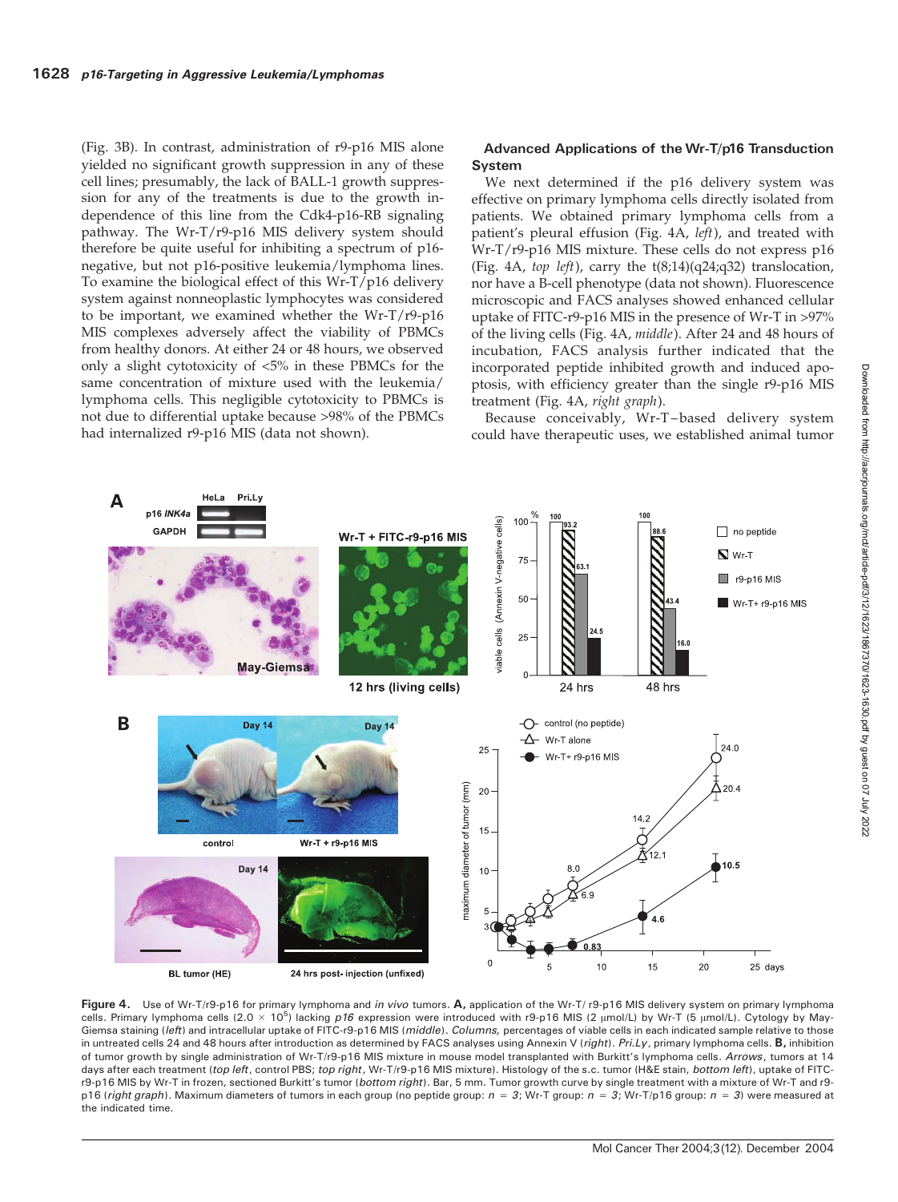(Fig. 3B). In contrast, administration of r9-p16 MIS alone yielded no significant growth suppression in any of these cell lines; presumably, the lack of BALL-1 growth suppression for any of the treatments is due to the growth independence of this line from the Cdk4-p16-RB signaling pathway. The Wr-T/r9-p16 MIS delivery system should therefore be quite useful for inhibiting a spectrum of p16-negative, but not p16-positive leukemia/lymphoma lines. To examine the biological effect of this Wr-T/p16 delivery system against nonneoplastic lymphocytes was considered to be important, we examined whether the Wr-T/r9-p16 MIS complexes adversely affect the viability of PBMCs from healthy donors. At either 24 or 48 hours, we observed only a slight cytotoxicity of <5% in these PBMCs for the same concentration of mixture used with the leukemia/lymphoma cells. This negligible cytotoxicity to PBMCs is not due to differential uptake because >98% of the PBMCs had internalized r9-p16 MIS (data not shown).

### Advanced Applications of the Wr-T/p16 Transduction System

We next determined if the p16 delivery system was effective on primary lymphoma cells directly isolated from patients. We obtained primary lymphoma cells from a patient's pleural effusion (Fig. 4A, *left*), and treated with Wr-T/r9-p16 MIS mixture. These cells do not express p16 (Fig. 4A, *top left*), carry the t(8;14)(q24;q32) translocation, nor have a B-cell phenotype (data not shown). Fluorescence microscopic and FACS analyses showed enhanced cellular uptake of FITC-r9-p16 MIS in the presence of Wr-T in >97% of the living cells (Fig. 4A, *middle*). After 24 and 48 hours of incubation, FACS analysis further indicated that the incorporated peptide inhibited growth and induced apoptosis, with efficiency greater than the single r9-p16 MIS treatment (Fig. 4A, *right graph*).

Because conceivably, Wr-T–based delivery system could have therapeutic uses, we established animal tumor

**Figure 4.** Use of Wr-T/r9-p16 for primary lymphoma and *in vivo* tumors. **A,** application of the Wr-T/ r9-p16 MIS delivery system on primary lymphoma cells. Primary lymphoma cells ($2.0 \times 10^5$) lacking *p16* expression were introduced with r9-p16 MIS (2 μmol/L) by Wr-T (5 μmol/L). Cytology by May-Giemsa staining (*left*) and intracellular uptake of FITC-r9-p16 MIS (*middle*). *Columns,* percentages of viable cells in each indicated sample relative to those in untreated cells 24 and 48 hours after introduction as determined by FACS analyses using Annexin V (*right*). *Pri.Ly*, primary lymphoma cells. **B,** inhibition of tumor growth by single administration of Wr-T/r9-p16 MIS mixture in mouse model transplanted with Burkitt's lymphoma cells. *Arrows*, tumors at 14 days after each treatment (*top left*, control PBS; *top right*, Wr-T/r9-p16 MIS mixture). Histology of the s.c. tumor (H&E stain, *bottom left*), uptake of FITC-r9-p16 MIS by Wr-T in frozen, sectioned Burkitt's tumor (*bottom right*). Bar, 5 mm. Tumor growth curve by single treatment with a mixture of Wr-T and r9-p16 (*right graph*). Maximum diameters of tumors in each group (no peptide group: $n = 3$; Wr-T group: $n = 3$; Wr-T/p16 group: $n = 3$) were measured at the indicated time.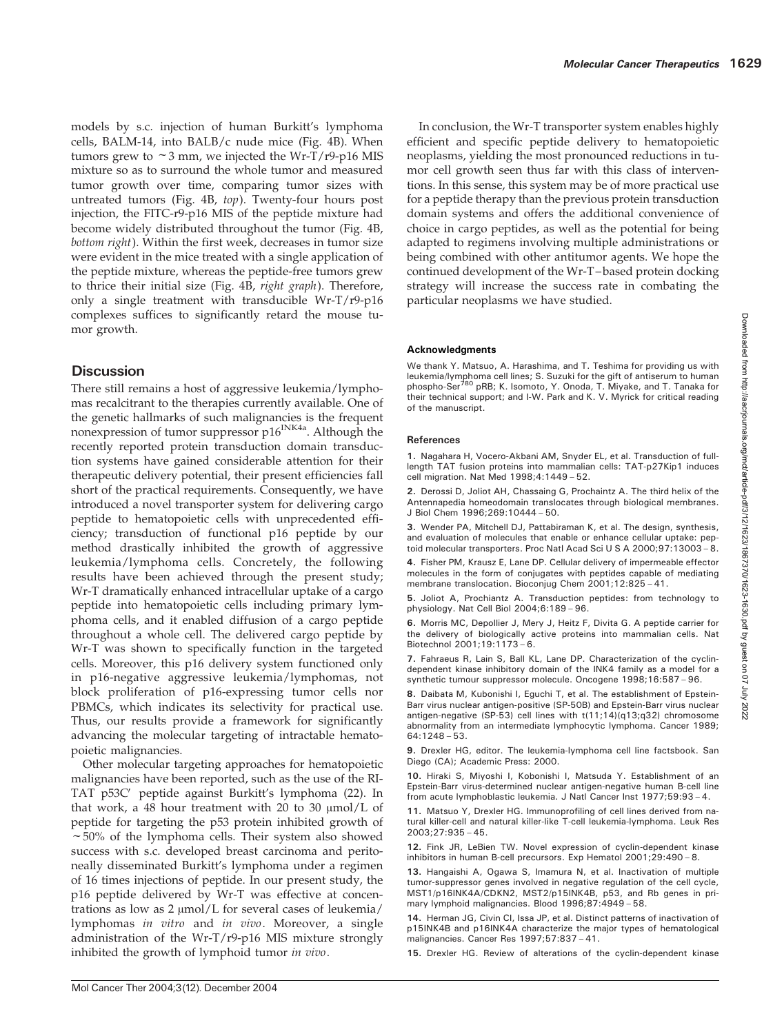models by s.c. injection of human Burkitt's lymphoma cells, BALM-14, into BALB/c nude mice (Fig. 4B). When tumors grew to ~3 mm, we injected the Wr-T/r9-p16 MIS mixture so as to surround the whole tumor and measured tumor growth over time, comparing tumor sizes with untreated tumors (Fig. 4B, *top*). Twenty-four hours post injection, the FITC-r9-p16 MIS of the peptide mixture had become widely distributed throughout the tumor (Fig. 4B, *bottom right*). Within the first week, decreases in tumor size were evident in the mice treated with a single application of the peptide mixture, whereas the peptide-free tumors grew to thrice their initial size (Fig. 4B, *right graph*). Therefore, only a single treatment with transducible Wr-T/r9-p16 complexes suffices to significantly retard the mouse tumor growth.

## Discussion

There still remains a host of aggressive leukemia/lymphomas recalcitrant to the therapies currently available. One of the genetic hallmarks of such malignancies is the frequent nonexpression of tumor suppressor $p16^{INK4a}$. Although the recently reported protein transduction domain transduction systems have gained considerable attention for their therapeutic delivery potential, their present efficiencies fall short of the practical requirements. Consequently, we have introduced a novel transporter system for delivering cargo peptide to hematopoietic cells with unprecedented efficiency; transduction of functional p16 peptide by our method drastically inhibited the growth of aggressive leukemia/lymphoma cells. Concretely, the following results have been achieved through the present study; Wr-T dramatically enhanced intracellular uptake of a cargo peptide into hematopoietic cells including primary lymphoma cells, and it enabled diffusion of a cargo peptide throughout a whole cell. The delivered cargo peptide by Wr-T was shown to specifically function in the targeted cells. Moreover, this p16 delivery system functioned only in p16-negative aggressive leukemia/lymphomas, not block proliferation of p16-expressing tumor cells nor PBMCs, which indicates its selectivity for practical use. Thus, our results provide a framework for significantly advancing the molecular targeting of intractable hematopoietic malignancies.

Other molecular targeting approaches for hematopoietic malignancies have been reported, such as the use of the RI-TAT p53C′ peptide against Burkitt's lymphoma (22). In that work, a 48 hour treatment with 20 to 30 μmol/L of peptide for targeting the p53 protein inhibited growth of ~50% of the lymphoma cells. Their system also showed success with s.c. developed breast carcinoma and peritoneally disseminated Burkitt's lymphoma under a regimen of 16 times injections of peptide. In our present study, the p16 peptide delivered by Wr-T was effective at concentrations as low as 2 μmol/L for several cases of leukemia/lymphomas *in vitro* and *in vivo*. Moreover, a single administration of the Wr-T/r9-p16 MIS mixture strongly inhibited the growth of lymphoid tumor *in vivo*.

In conclusion, the Wr-T transporter system enables highly efficient and specific peptide delivery to hematopoietic neoplasms, yielding the most pronounced reductions in tumor cell growth seen thus far with this class of interventions. In this sense, this system may be of more practical use for a peptide therapy than the previous protein transduction domain systems and offers the additional convenience of choice in cargo peptides, as well as the potential for being adapted to regimens involving multiple administrations or being combined with other antitumor agents. We hope the continued development of the Wr-T–based protein docking strategy will increase the success rate in combating the particular neoplasms we have studied.

#### Acknowledgments

We thank Y. Matsuo, A. Harashima, and T. Teshima for providing us with leukemia/lymphoma cell lines; S. Suzuki for the gift of antiserum to human phospho-$Ser^{780}$ pRB; K. Isomoto, Y. Onoda, T. Miyake, and T. Tanaka for their technical support; and I-W. Park and K. V. Myrick for critical reading of the manuscript.

#### References

1. Nagahara H, Vocero-Akbani AM, Snyder EL, et al. Transduction of full-length TAT fusion proteins into mammalian cells: TAT-p27Kip1 induces cell migration. Nat Med 1998;4:1449 – 52.

2. Derossi D, Joliot AH, Chassaing G, Prochaintz A. The third helix of the Antennapedia homeodomain translocates through biological membranes. J Biol Chem 1996;269:10444 – 50.

3. Wender PA, Mitchell DJ, Pattabiraman K, et al. The design, synthesis, and evaluation of molecules that enable or enhance cellular uptake: peptoid molecular transporters. Proc Natl Acad Sci U S A 2000;97:13003 – 8.

4. Fisher PM, Krausz E, Lane DP. Cellular delivery of impermeable effector molecules in the form of conjugates with peptides capable of mediating membrane translocation. Bioconjug Chem 2001;12:825 – 41.

5. Joliot A, Prochiantz A. Transduction peptides: from technology to physiology. Nat Cell Biol 2004;6:189 – 96.

6. Morris MC, Depollier J, Mery J, Heitz F, Divita G. A peptide carrier for the delivery of biologically active proteins into mammalian cells. Nat Biotechnol 2001;19:1173 – 6.

7. Fahraeus R, Lain S, Ball KL, Lane DP. Characterization of the cyclin-dependent kinase inhibitory domain of the INK4 family as a model for a synthetic tumour suppressor molecule. Oncogene 1998;16:587 – 96.

8. Daibata M, Kubonishi I, Eguchi T, et al. The establishment of Epstein-Barr virus nuclear antigen-positive (SP-50B) and Epstein-Barr virus nuclear antigen-negative (SP-53) cell lines with t(11;14)(q13;q32) chromosome abnormality from an intermediate lymphocytic lymphoma. Cancer 1989; 64:1248 – 53.

9. Drexler HG, editor. The leukemia-lymphoma cell line factsbook. San Diego (CA); Academic Press: 2000.

10. Hiraki S, Miyoshi I, Kobonishi I, Matsuda Y. Establishment of an Epstein-Barr virus-determined nuclear antigen-negative human B-cell line from acute lymphoblastic leukemia. J Natl Cancer Inst 1977;59:93 – 4.

11. Matsuo Y, Drexler HG. Immunoprofiling of cell lines derived from natural killer-cell and natural killer-like T-cell leukemia-lymphoma. Leuk Res 2003;27:935 – 45.

12. Fink JR, LeBien TW. Novel expression of cyclin-dependent kinase inhibitors in human B-cell precursors. Exp Hematol 2001;29:490 – 8.

13. Hangaishi A, Ogawa S, Imamura N, et al. Inactivation of multiple tumor-suppressor genes involved in negative regulation of the cell cycle, MST1/p16INK4A/CDKN2, MST2/p15INK4B, p53, and Rb genes in primary lymphoid malignancies. Blood 1996;87:4949 – 58.

14. Herman JG, Civin CI, Issa JP, et al. Distinct patterns of inactivation of p15INK4B and p16INK4A characterize the major types of hematological malignancies. Cancer Res 1997;57:837 – 41.

15. Drexler HG. Review of alterations of the cyclin-dependent kinase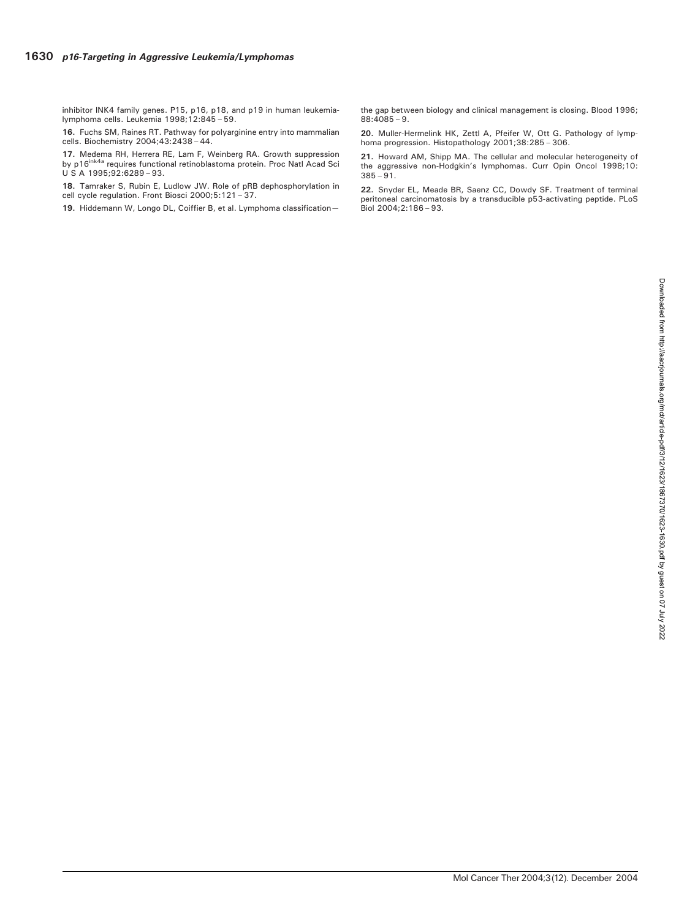inhibitor INK4 family genes. P15, p16, p18, and p19 in human leukemia-lymphoma cells. Leukemia 1998;12:845 – 59.

**16.** Fuchs SM, Raines RT. Pathway for polyarginine entry into mammalian cells. Biochemistry 2004;43:2438 – 44.

**17.** Medema RH, Herrera RE, Lam F, Weinberg RA. Growth suppression by p16$^{ink4a}$ requires functional retinoblastoma protein. Proc Natl Acad Sci U S A 1995;92:6289 – 93.

**18.** Tamraker S, Rubin E, Ludlow JW. Role of pRB dephosphorylation in cell cycle regulation. Front Biosci 2000;5:121 – 37.

**19.** Hiddemann W, Longo DL, Coiffier B, et al. Lymphoma classification—the gap between biology and clinical management is closing. Blood 1996;88:4085 – 9.

**20.** Muller-Hermelink HK, Zettl A, Pfeifer W, Ott G. Pathology of lymphoma progression. Histopathology 2001;38:285 – 306.

**21.** Howard AM, Shipp MA. The cellular and molecular heterogeneity of the aggressive non-Hodgkin's lymphomas. Curr Opin Oncol 1998;10:385 – 91.

**22.** Snyder EL, Meade BR, Saenz CC, Dowdy SF. Treatment of terminal peritoneal carcinomatosis by a transducible p53-activating peptide. PLoS Biol 2004;2:186 – 93.